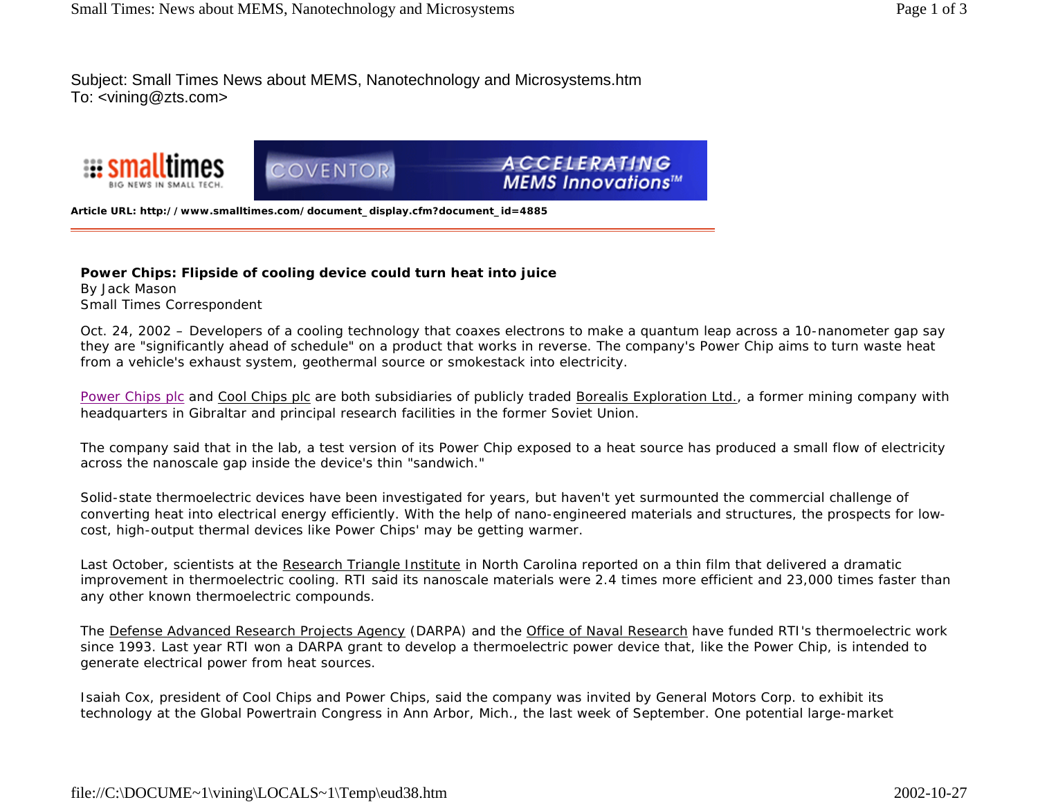Subject: Small Times News about MEMS, Nanotechnology and Microsystems.htm
To: <vining@zts.com>

**Article URL: http://www.smalltimes.com/document_display.cfm?document_id=4885**

**Power Chips: Flipside of cooling device could turn heat into juice**
By Jack Mason
Small Times Correspondent

Oct. 24, 2002 – Developers of a cooling technology that coaxes electrons to make a quantum leap across a 10-nanometer gap say they are "significantly ahead of schedule" on a product that works in reverse. The company's Power Chip aims to turn waste heat from a vehicle's exhaust system, geothermal source or smokestack into electricity.

Power Chips plc and Cool Chips plc are both subsidiaries of publicly traded Borealis Exploration Ltd., a former mining company with headquarters in Gibraltar and principal research facilities in the former Soviet Union.

The company said that in the lab, a test version of its Power Chip exposed to a heat source has produced a small flow of electricity across the nanoscale gap inside the device's thin "sandwich."

Solid-state thermoelectric devices have been investigated for years, but haven't yet surmounted the commercial challenge of converting heat into electrical energy efficiently. With the help of nano-engineered materials and structures, the prospects for low-cost, high-output thermal devices like Power Chips' may be getting warmer.

Last October, scientists at the Research Triangle Institute in North Carolina reported on a thin film that delivered a dramatic improvement in thermoelectric cooling. RTI said its nanoscale materials were 2.4 times more efficient and 23,000 times faster than any other known thermoelectric compounds.

The Defense Advanced Research Projects Agency (DARPA) and the Office of Naval Research have funded RTI's thermoelectric work since 1993. Last year RTI won a DARPA grant to develop a thermoelectric power device that, like the Power Chip, is intended to generate electrical power from heat sources.

Isaiah Cox, president of Cool Chips and Power Chips, said the company was invited by General Motors Corp. to exhibit its technology at the Global Powertrain Congress in Ann Arbor, Mich., the last week of September. One potential large-market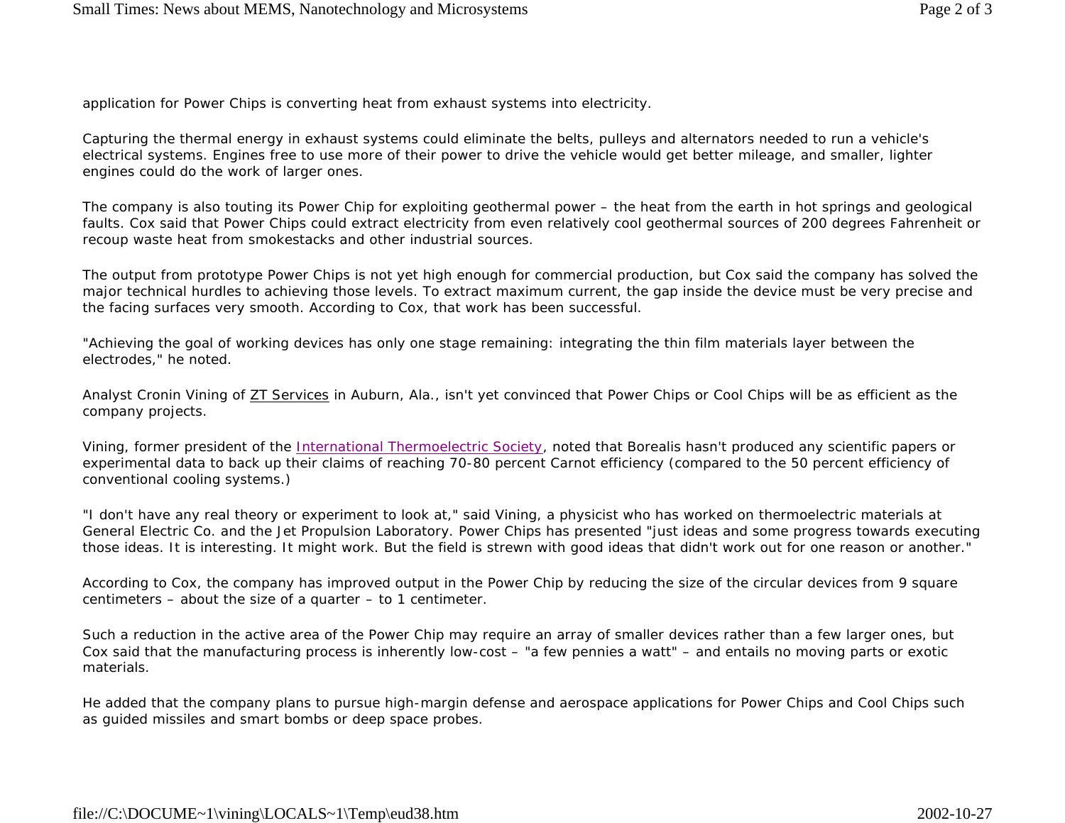application for Power Chips is converting heat from exhaust systems into electricity.

Capturing the thermal energy in exhaust systems could eliminate the belts, pulleys and alternators needed to run a vehicle's electrical systems. Engines free to use more of their power to drive the vehicle would get better mileage, and smaller, lighter engines could do the work of larger ones.

The company is also touting its Power Chip for exploiting geothermal power – the heat from the earth in hot springs and geological faults. Cox said that Power Chips could extract electricity from even relatively cool geothermal sources of 200 degrees Fahrenheit or recoup waste heat from smokestacks and other industrial sources.

The output from prototype Power Chips is not yet high enough for commercial production, but Cox said the company has solved the major technical hurdles to achieving those levels. To extract maximum current, the gap inside the device must be very precise and the facing surfaces very smooth. According to Cox, that work has been successful.

"Achieving the goal of working devices has only one stage remaining: integrating the thin film materials layer between the electrodes," he noted.

Analyst Cronin Vining of ZT Services in Auburn, Ala., isn't yet convinced that Power Chips or Cool Chips will be as efficient as the company projects.

Vining, former president of the International Thermoelectric Society, noted that Borealis hasn't produced any scientific papers or experimental data to back up their claims of reaching 70-80 percent Carnot efficiency (compared to the 50 percent efficiency of conventional cooling systems.)

"I don't have any real theory or experiment to look at," said Vining, a physicist who has worked on thermoelectric materials at General Electric Co. and the Jet Propulsion Laboratory. Power Chips has presented "just ideas and some progress towards executing those ideas. It is interesting. It might work. But the field is strewn with good ideas that didn't work out for one reason or another."

According to Cox, the company has improved output in the Power Chip by reducing the size of the circular devices from 9 square centimeters – about the size of a quarter – to 1 centimeter.

Such a reduction in the active area of the Power Chip may require an array of smaller devices rather than a few larger ones, but Cox said that the manufacturing process is inherently low-cost – "a few pennies a watt" – and entails no moving parts or exotic materials.

He added that the company plans to pursue high-margin defense and aerospace applications for Power Chips and Cool Chips such as guided missiles and smart bombs or deep space probes.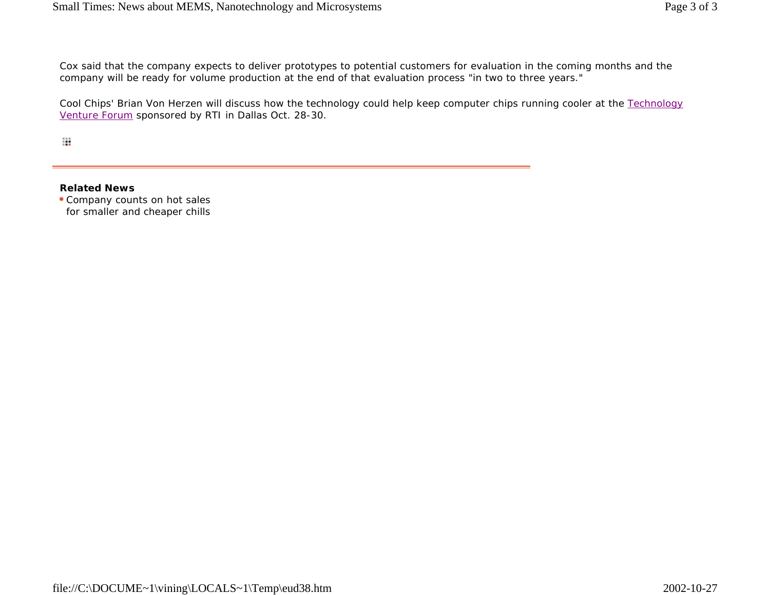Cox said that the company expects to deliver prototypes to potential customers for evaluation in the coming months and the company will be ready for volume production at the end of that evaluation process "in two to three years."

Cool Chips' Brian Von Herzen will discuss how the technology could help keep computer chips running cooler at the Technology Venture Forum sponsored by RTI in Dallas Oct. 28-30.

---

**Related News**

- Company counts on hot sales for smaller and cheaper chills